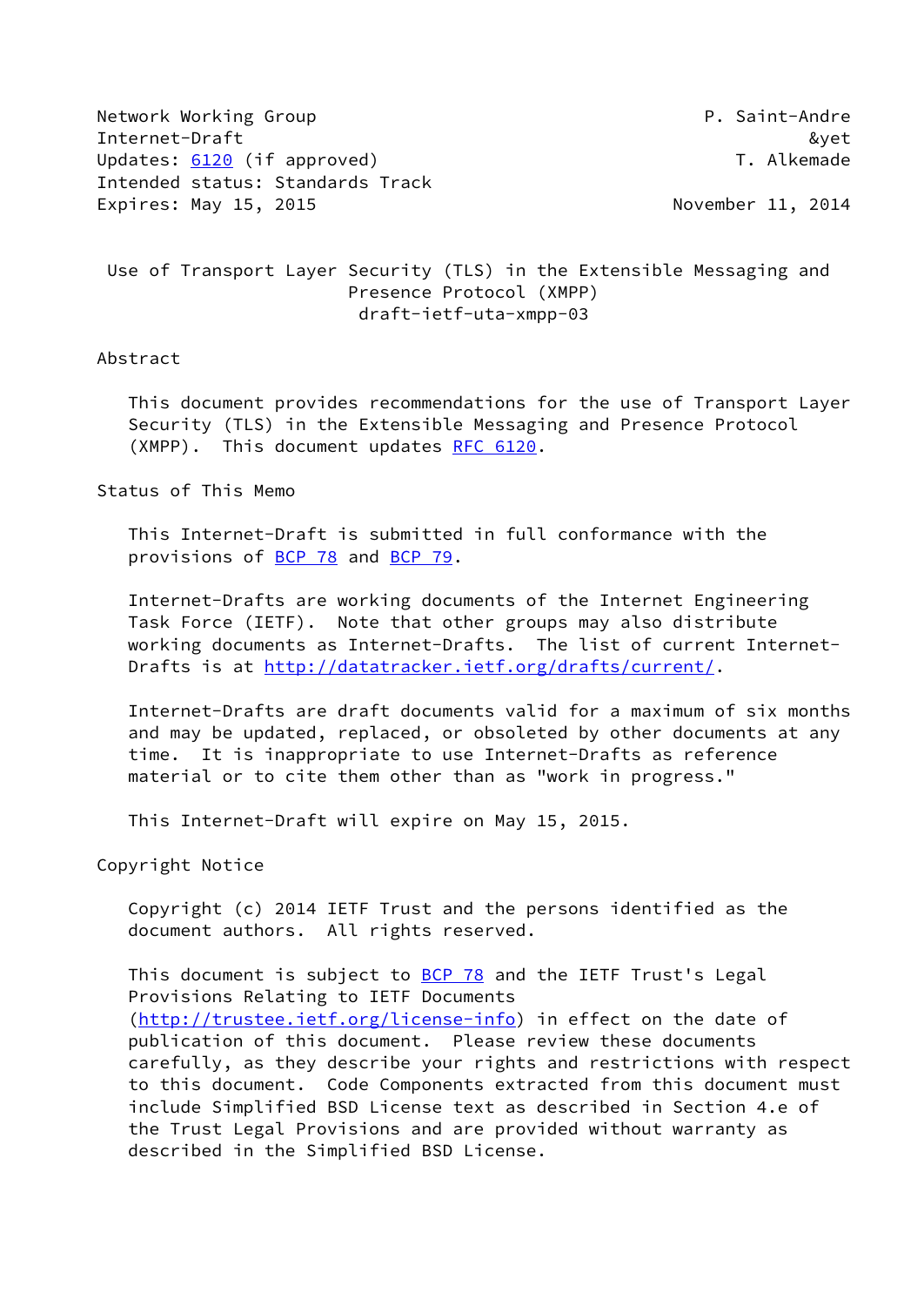Network Working Group P. Saint-Andre
Internet-Draft &yet
Updates: 6120 (if approved) T. Alkemade
Intended status: Standards Track
Expires: May 15, 2015 November 11, 2014

# Use of Transport Layer Security (TLS) in the Extensible Messaging and Presence Protocol (XMPP)

draft-ietf-uta-xmpp-03

## Abstract

This document provides recommendations for the use of Transport Layer Security (TLS) in the Extensible Messaging and Presence Protocol (XMPP). This document updates RFC 6120.

## Status of This Memo

This Internet-Draft is submitted in full conformance with the provisions of BCP 78 and BCP 79.

Internet-Drafts are working documents of the Internet Engineering Task Force (IETF). Note that other groups may also distribute working documents as Internet-Drafts. The list of current Internet-Drafts is at http://datatracker.ietf.org/drafts/current/.

Internet-Drafts are draft documents valid for a maximum of six months and may be updated, replaced, or obsoleted by other documents at any time. It is inappropriate to use Internet-Drafts as reference material or to cite them other than as "work in progress."

This Internet-Draft will expire on May 15, 2015.

## Copyright Notice

Copyright (c) 2014 IETF Trust and the persons identified as the document authors. All rights reserved.

This document is subject to BCP 78 and the IETF Trust's Legal Provisions Relating to IETF Documents (http://trustee.ietf.org/license-info) in effect on the date of publication of this document. Please review these documents carefully, as they describe your rights and restrictions with respect to this document. Code Components extracted from this document must include Simplified BSD License text as described in Section 4.e of the Trust Legal Provisions and are provided without warranty as described in the Simplified BSD License.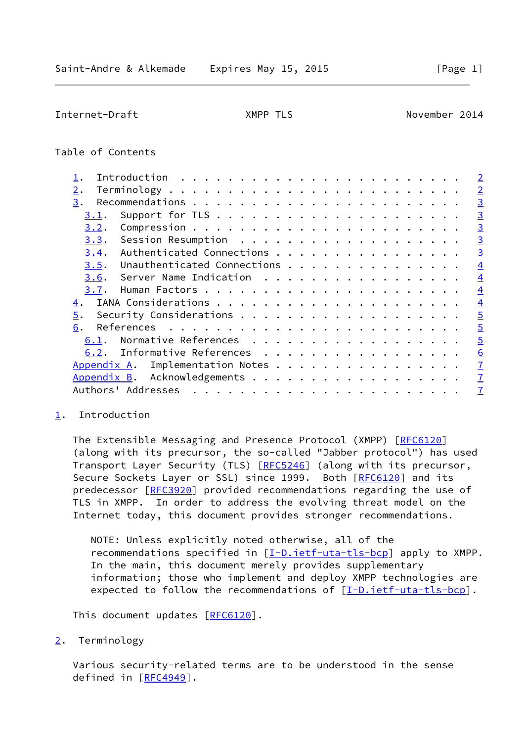Table of Contents

- 1. Introduction . . . . . . . . . . . . . . . . . . . . . . . . 2
- 2. Terminology . . . . . . . . . . . . . . . . . . . . . . . . . 2
- 3. Recommendations . . . . . . . . . . . . . . . . . . . . . . . 3
  - 3.1. Support for TLS . . . . . . . . . . . . . . . . . . . . . 3
  - 3.2. Compression . . . . . . . . . . . . . . . . . . . . . . . 3
  - 3.3. Session Resumption . . . . . . . . . . . . . . . . . . . 3
  - 3.4. Authenticated Connections . . . . . . . . . . . . . . . . 3
  - 3.5. Unauthenticated Connections . . . . . . . . . . . . . . . 4
  - 3.6. Server Name Indication . . . . . . . . . . . . . . . . . 4
  - 3.7. Human Factors . . . . . . . . . . . . . . . . . . . . . . 4
- 4. IANA Considerations . . . . . . . . . . . . . . . . . . . . . 4
- 5. Security Considerations . . . . . . . . . . . . . . . . . . . 5
- 6. References . . . . . . . . . . . . . . . . . . . . . . . . . 5
  - 6.1. Normative References . . . . . . . . . . . . . . . . . . 5
  - 6.2. Informative References . . . . . . . . . . . . . . . . . 6
- Appendix A. Implementation Notes . . . . . . . . . . . . . . . . 7
- Appendix B. Acknowledgements . . . . . . . . . . . . . . . . . . 7
- Authors' Addresses . . . . . . . . . . . . . . . . . . . . . . . 7

## 1. Introduction

The Extensible Messaging and Presence Protocol (XMPP) [RFC6120] (along with its precursor, the so-called "Jabber protocol") has used Transport Layer Security (TLS) [RFC5246] (along with its precursor, Secure Sockets Layer or SSL) since 1999. Both [RFC6120] and its predecessor [RFC3920] provided recommendations regarding the use of TLS in XMPP. In order to address the evolving threat model on the Internet today, this document provides stronger recommendations.

> NOTE: Unless explicitly noted otherwise, all of the recommendations specified in [I-D.ietf-uta-tls-bcp] apply to XMPP. In the main, this document merely provides supplementary information; those who implement and deploy XMPP technologies are expected to follow the recommendations of [I-D.ietf-uta-tls-bcp].

This document updates [RFC6120].

## 2. Terminology

Various security-related terms are to be understood in the sense defined in [RFC4949].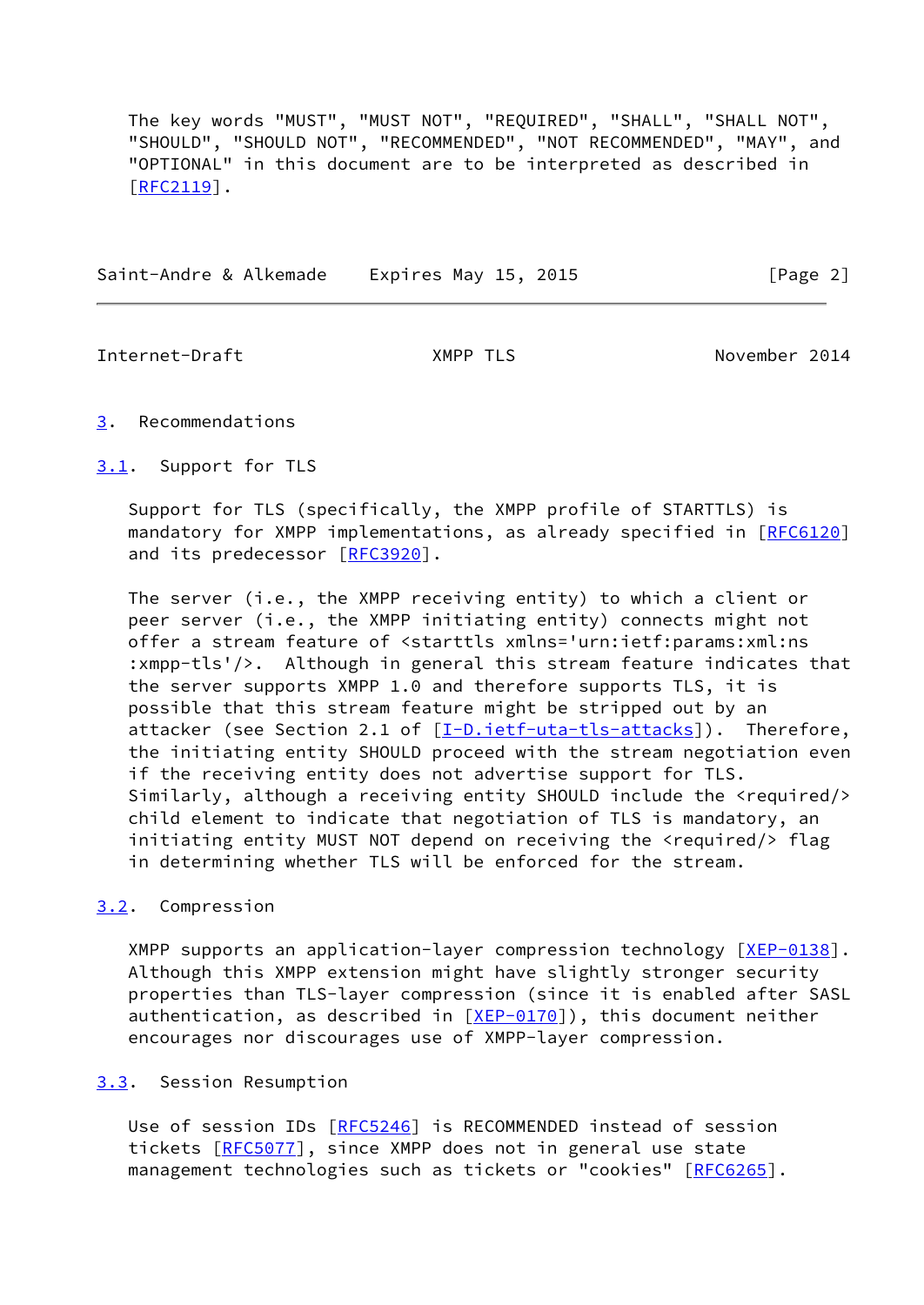The key words "MUST", "MUST NOT", "REQUIRED", "SHALL", "SHALL NOT", "SHOULD", "SHOULD NOT", "RECOMMENDED", "NOT RECOMMENDED", "MAY", and "OPTIONAL" in this document are to be interpreted as described in [RFC2119].

## 3. Recommendations

### 3.1. Support for TLS

Support for TLS (specifically, the XMPP profile of STARTTLS) is mandatory for XMPP implementations, as already specified in [RFC6120] and its predecessor [RFC3920].

The server (i.e., the XMPP receiving entity) to which a client or peer server (i.e., the XMPP initiating entity) connects might not offer a stream feature of <starttls xmlns='urn:ietf:params:xml:ns:xmpp-tls'/>. Although in general this stream feature indicates that the server supports XMPP 1.0 and therefore supports TLS, it is possible that this stream feature might be stripped out by an attacker (see Section 2.1 of [I-D.ietf-uta-tls-attacks]). Therefore, the initiating entity SHOULD proceed with the stream negotiation even if the receiving entity does not advertise support for TLS. Similarly, although a receiving entity SHOULD include the <required/> child element to indicate that negotiation of TLS is mandatory, an initiating entity MUST NOT depend on receiving the <required/> flag in determining whether TLS will be enforced for the stream.

### 3.2. Compression

XMPP supports an application-layer compression technology [XEP-0138]. Although this XMPP extension might have slightly stronger security properties than TLS-layer compression (since it is enabled after SASL authentication, as described in [XEP-0170]), this document neither encourages nor discourages use of XMPP-layer compression.

### 3.3. Session Resumption

Use of session IDs [RFC5246] is RECOMMENDED instead of session tickets [RFC5077], since XMPP does not in general use state management technologies such as tickets or "cookies" [RFC6265].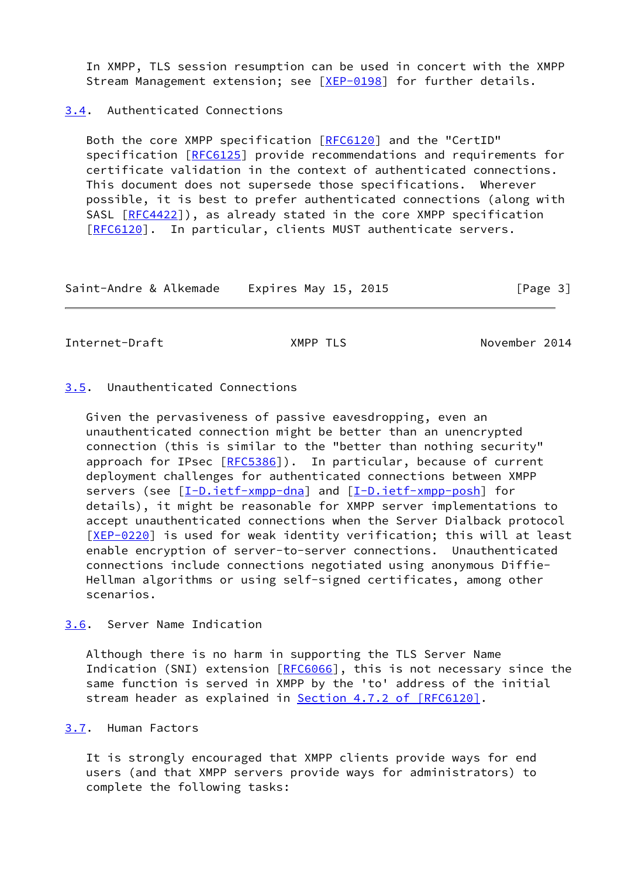In XMPP, TLS session resumption can be used in concert with the XMPP Stream Management extension; see [XEP-0198] for further details.

### 3.4. Authenticated Connections

Both the core XMPP specification [RFC6120] and the "CertID" specification [RFC6125] provide recommendations and requirements for certificate validation in the context of authenticated connections. This document does not supersede those specifications. Wherever possible, it is best to prefer authenticated connections (along with SASL [RFC4422]), as already stated in the core XMPP specification [RFC6120]. In particular, clients MUST authenticate servers.

### 3.5. Unauthenticated Connections

Given the pervasiveness of passive eavesdropping, even an unauthenticated connection might be better than an unencrypted connection (this is similar to the "better than nothing security" approach for IPsec [RFC5386]). In particular, because of current deployment challenges for authenticated connections between XMPP servers (see [I-D.ietf-xmpp-dna] and [I-D.ietf-xmpp-posh] for details), it might be reasonable for XMPP server implementations to accept unauthenticated connections when the Server Dialback protocol [XEP-0220] is used for weak identity verification; this will at least enable encryption of server-to-server connections. Unauthenticated connections include connections negotiated using anonymous Diffie-Hellman algorithms or using self-signed certificates, among other scenarios.

### 3.6. Server Name Indication

Although there is no harm in supporting the TLS Server Name Indication (SNI) extension [RFC6066], this is not necessary since the same function is served in XMPP by the 'to' address of the initial stream header as explained in Section 4.7.2 of [RFC6120].

### 3.7. Human Factors

It is strongly encouraged that XMPP clients provide ways for end users (and that XMPP servers provide ways for administrators) to complete the following tasks: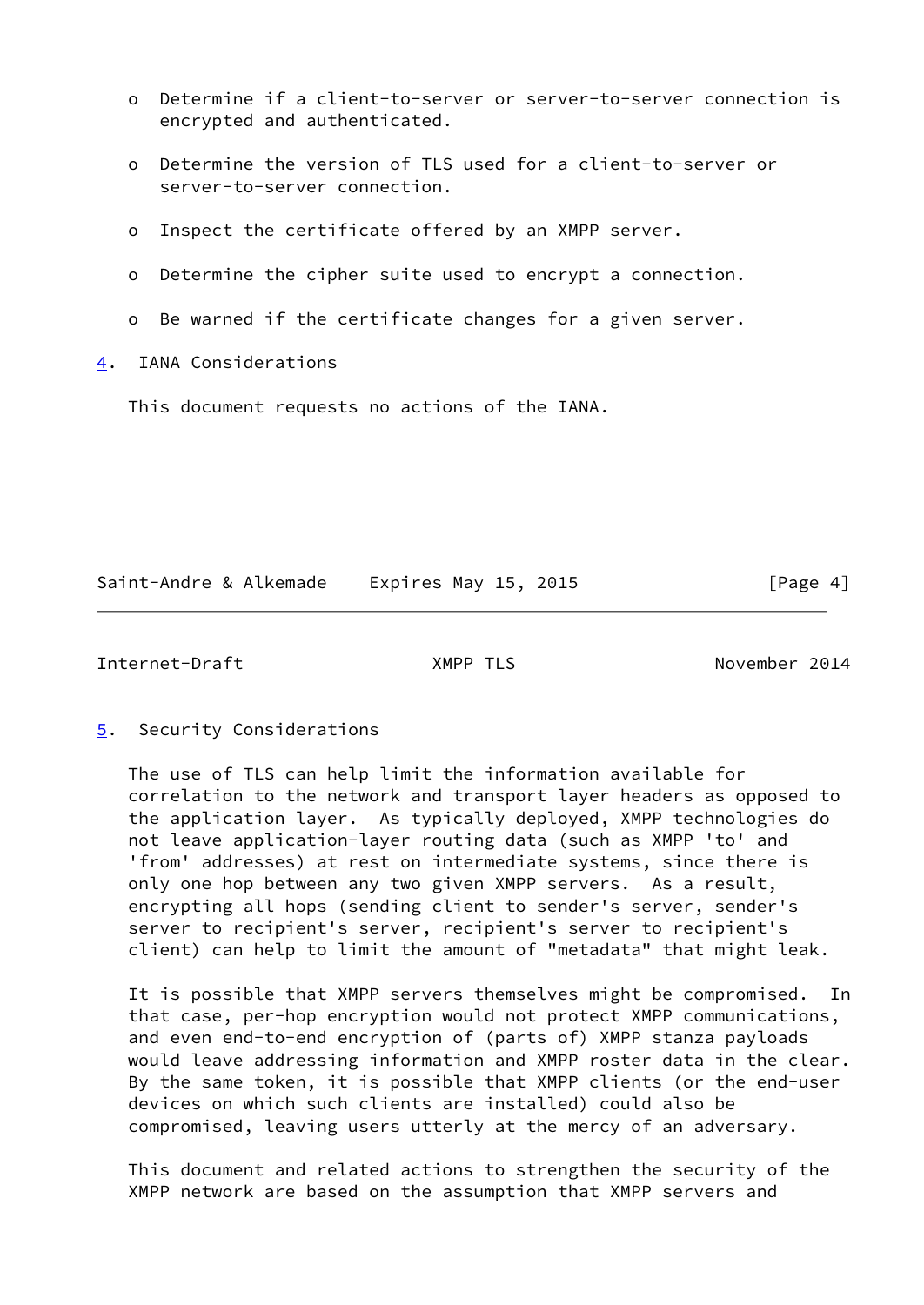- Determine if a client-to-server or server-to-server connection is encrypted and authenticated.

- Determine the version of TLS used for a client-to-server or server-to-server connection.

- Inspect the certificate offered by an XMPP server.

- Determine the cipher suite used to encrypt a connection.

- Be warned if the certificate changes for a given server.

## 4. IANA Considerations

This document requests no actions of the IANA.

## 5. Security Considerations

The use of TLS can help limit the information available for correlation to the network and transport layer headers as opposed to the application layer. As typically deployed, XMPP technologies do not leave application-layer routing data (such as XMPP 'to' and 'from' addresses) at rest on intermediate systems, since there is only one hop between any two given XMPP servers. As a result, encrypting all hops (sending client to sender's server, sender's server to recipient's server, recipient's server to recipient's client) can help to limit the amount of "metadata" that might leak.

It is possible that XMPP servers themselves might be compromised. In that case, per-hop encryption would not protect XMPP communications, and even end-to-end encryption of (parts of) XMPP stanza payloads would leave addressing information and XMPP roster data in the clear. By the same token, it is possible that XMPP clients (or the end-user devices on which such clients are installed) could also be compromised, leaving users utterly at the mercy of an adversary.

This document and related actions to strengthen the security of the XMPP network are based on the assumption that XMPP servers and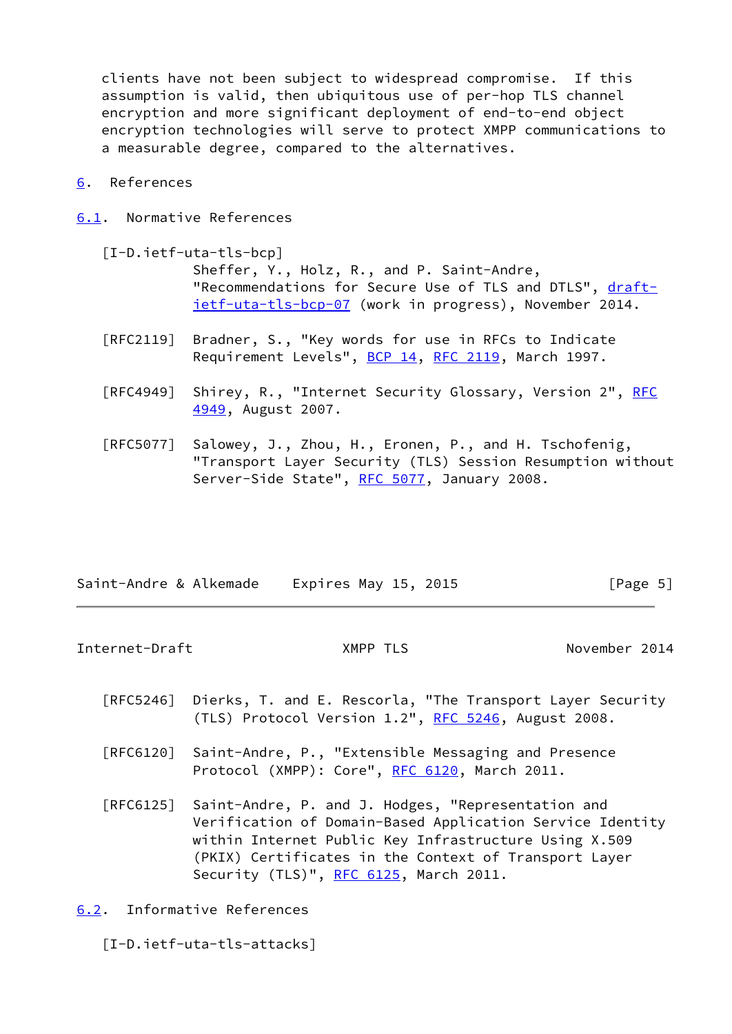clients have not been subject to widespread compromise. If this assumption is valid, then ubiquitous use of per-hop TLS channel encryption and more significant deployment of end-to-end object encryption technologies will serve to protect XMPP communications to a measurable degree, compared to the alternatives.

# 6. References

## 6.1. Normative References

[I-D.ietf-uta-tls-bcp]
Sheffer, Y., Holz, R., and P. Saint-Andre, "Recommendations for Secure Use of TLS and DTLS", draft-ietf-uta-tls-bcp-07 (work in progress), November 2014.

[RFC2119] Bradner, S., "Key words for use in RFCs to Indicate Requirement Levels", BCP 14, RFC 2119, March 1997.

[RFC4949] Shirey, R., "Internet Security Glossary, Version 2", RFC 4949, August 2007.

[RFC5077] Salowey, J., Zhou, H., Eronen, P., and H. Tschofenig, "Transport Layer Security (TLS) Session Resumption without Server-Side State", RFC 5077, January 2008.

[RFC5246] Dierks, T. and E. Rescorla, "The Transport Layer Security (TLS) Protocol Version 1.2", RFC 5246, August 2008.

[RFC6120] Saint-Andre, P., "Extensible Messaging and Presence Protocol (XMPP): Core", RFC 6120, March 2011.

[RFC6125] Saint-Andre, P. and J. Hodges, "Representation and Verification of Domain-Based Application Service Identity within Internet Public Key Infrastructure Using X.509 (PKIX) Certificates in the Context of Transport Layer Security (TLS)", RFC 6125, March 2011.

## 6.2. Informative References

[I-D.ietf-uta-tls-attacks]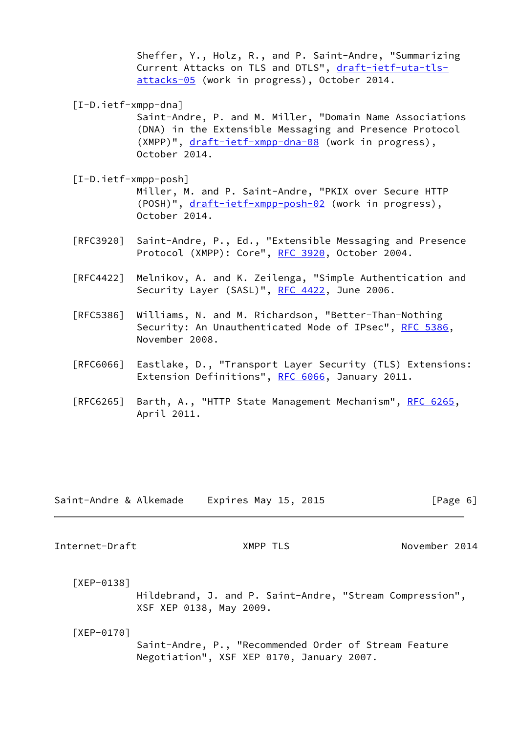Sheffer, Y., Holz, R., and P. Saint-Andre, "Summarizing Current Attacks on TLS and DTLS", draft-ietf-uta-tls-attacks-05 (work in progress), October 2014.

[I-D.ietf-xmpp-dna]
Saint-Andre, P. and M. Miller, "Domain Name Associations (DNA) in the Extensible Messaging and Presence Protocol (XMPP)", draft-ietf-xmpp-dna-08 (work in progress), October 2014.

[I-D.ietf-xmpp-posh]
Miller, M. and P. Saint-Andre, "PKIX over Secure HTTP (POSH)", draft-ietf-xmpp-posh-02 (work in progress), October 2014.

[RFC3920] Saint-Andre, P., Ed., "Extensible Messaging and Presence Protocol (XMPP): Core", RFC 3920, October 2004.

[RFC4422] Melnikov, A. and K. Zeilenga, "Simple Authentication and Security Layer (SASL)", RFC 4422, June 2006.

[RFC5386] Williams, N. and M. Richardson, "Better-Than-Nothing Security: An Unauthenticated Mode of IPsec", RFC 5386, November 2008.

[RFC6066] Eastlake, D., "Transport Layer Security (TLS) Extensions: Extension Definitions", RFC 6066, January 2011.

[RFC6265] Barth, A., "HTTP State Management Mechanism", RFC 6265, April 2011.

[XEP-0138]
Hildebrand, J. and P. Saint-Andre, "Stream Compression", XSF XEP 0138, May 2009.

[XEP-0170]
Saint-Andre, P., "Recommended Order of Stream Feature Negotiation", XSF XEP 0170, January 2007.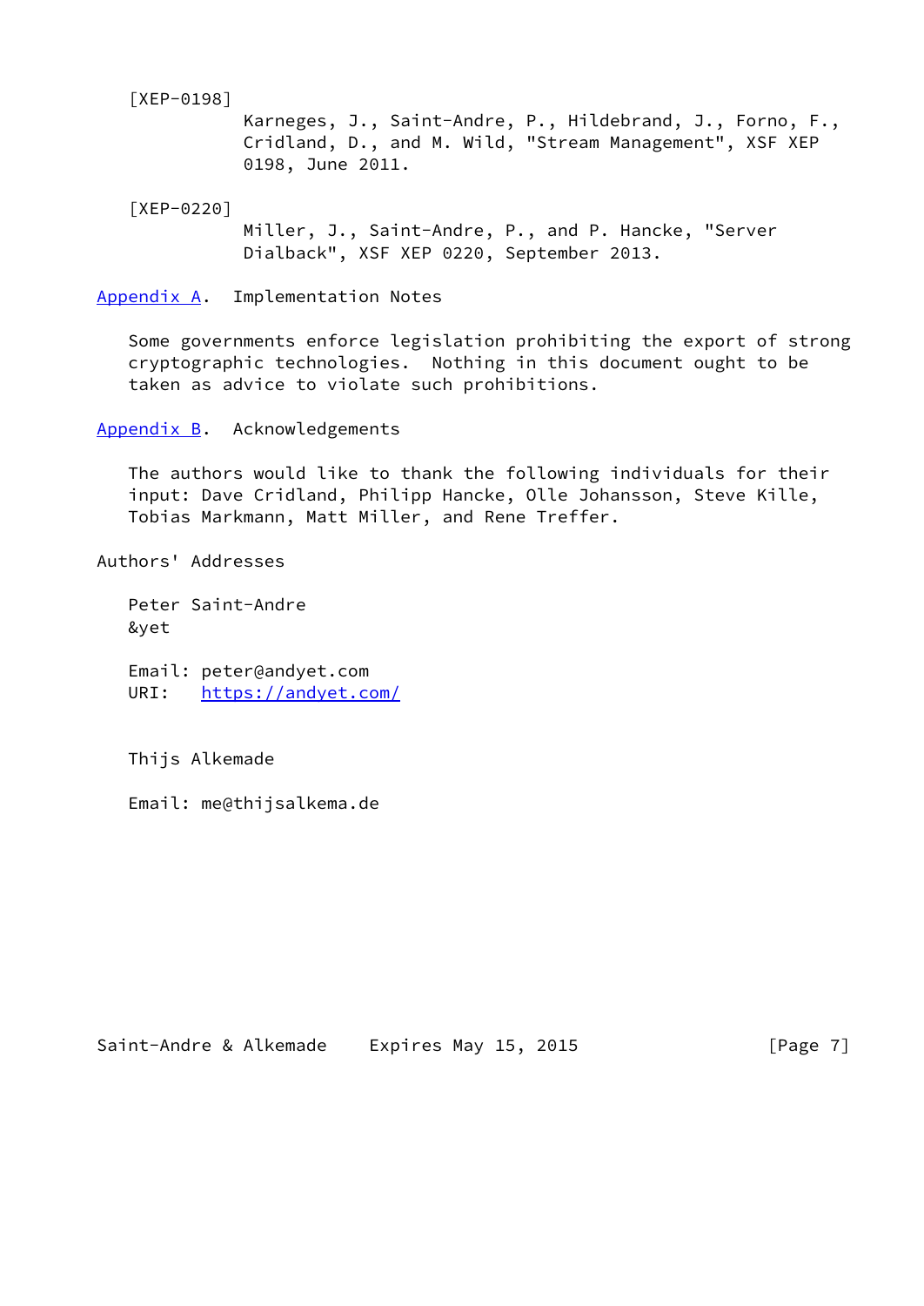[XEP-0198]
Karneges, J., Saint-Andre, P., Hildebrand, J., Forno, F., Cridland, D., and M. Wild, "Stream Management", XSF XEP 0198, June 2011.

[XEP-0220]
Miller, J., Saint-Andre, P., and P. Hancke, "Server Dialback", XSF XEP 0220, September 2013.

## Appendix A. Implementation Notes

Some governments enforce legislation prohibiting the export of strong cryptographic technologies. Nothing in this document ought to be taken as advice to violate such prohibitions.

## Appendix B. Acknowledgements

The authors would like to thank the following individuals for their input: Dave Cridland, Philipp Hancke, Olle Johansson, Steve Kille, Tobias Markmann, Matt Miller, and Rene Treffer.

## Authors' Addresses

Peter Saint-Andre
&yet

Email: peter@andyet.com
URI: https://andyet.com/

Thijs Alkemade

Email: me@thijsalkema.de